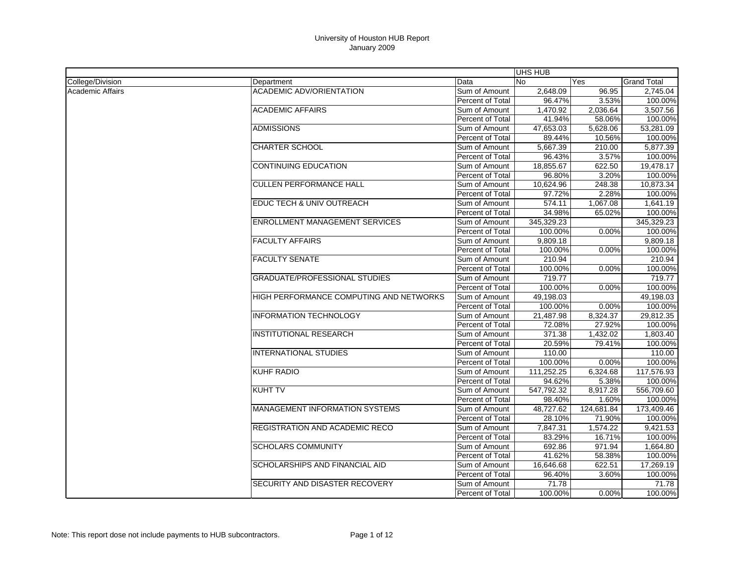University of Houston HUB Report
January 2009

| | | | UHS HUB | | |
|---|---|---|---|---|---|
| College/Division | Department | Data | No | Yes | Grand Total |
| Academic Affairs | ACADEMIC ADV/ORIENTATION | Sum of Amount | 2,648.09 | 96.95 | 2,745.04 |
| | | Percent of Total | 96.47% | 3.53% | 100.00% |
| | ACADEMIC AFFAIRS | Sum of Amount | 1,470.92 | 2,036.64 | 3,507.56 |
| | | Percent of Total | 41.94% | 58.06% | 100.00% |
| | ADMISSIONS | Sum of Amount | 47,653.03 | 5,628.06 | 53,281.09 |
| | | Percent of Total | 89.44% | 10.56% | 100.00% |
| | CHARTER SCHOOL | Sum of Amount | 5,667.39 | 210.00 | 5,877.39 |
| | | Percent of Total | 96.43% | 3.57% | 100.00% |
| | CONTINUING EDUCATION | Sum of Amount | 18,855.67 | 622.50 | 19,478.17 |
| | | Percent of Total | 96.80% | 3.20% | 100.00% |
| | CULLEN PERFORMANCE HALL | Sum of Amount | 10,624.96 | 248.38 | 10,873.34 |
| | | Percent of Total | 97.72% | 2.28% | 100.00% |
| | EDUC TECH & UNIV OUTREACH | Sum of Amount | 574.11 | 1,067.08 | 1,641.19 |
| | | Percent of Total | 34.98% | 65.02% | 100.00% |
| | ENROLLMENT MANAGEMENT SERVICES | Sum of Amount | 345,329.23 | | 345,329.23 |
| | | Percent of Total | 100.00% | 0.00% | 100.00% |
| | FACULTY AFFAIRS | Sum of Amount | 9,809.18 | | 9,809.18 |
| | | Percent of Total | 100.00% | 0.00% | 100.00% |
| | FACULTY SENATE | Sum of Amount | 210.94 | | 210.94 |
| | | Percent of Total | 100.00% | 0.00% | 100.00% |
| | GRADUATE/PROFESSIONAL STUDIES | Sum of Amount | 719.77 | | 719.77 |
| | | Percent of Total | 100.00% | 0.00% | 100.00% |
| | HIGH PERFORMANCE COMPUTING AND NETWORKS | Sum of Amount | 49,198.03 | | 49,198.03 |
| | | Percent of Total | 100.00% | 0.00% | 100.00% |
| | INFORMATION TECHNOLOGY | Sum of Amount | 21,487.98 | 8,324.37 | 29,812.35 |
| | | Percent of Total | 72.08% | 27.92% | 100.00% |
| | INSTITUTIONAL RESEARCH | Sum of Amount | 371.38 | 1,432.02 | 1,803.40 |
| | | Percent of Total | 20.59% | 79.41% | 100.00% |
| | INTERNATIONAL STUDIES | Sum of Amount | 110.00 | | 110.00 |
| | | Percent of Total | 100.00% | 0.00% | 100.00% |
| | KUHF RADIO | Sum of Amount | 111,252.25 | 6,324.68 | 117,576.93 |
| | | Percent of Total | 94.62% | 5.38% | 100.00% |
| | KUHT TV | Sum of Amount | 547,792.32 | 8,917.28 | 556,709.60 |
| | | Percent of Total | 98.40% | 1.60% | 100.00% |
| | MANAGEMENT INFORMATION SYSTEMS | Sum of Amount | 48,727.62 | 124,681.84 | 173,409.46 |
| | | Percent of Total | 28.10% | 71.90% | 100.00% |
| | REGISTRATION AND ACADEMIC RECO | Sum of Amount | 7,847.31 | 1,574.22 | 9,421.53 |
| | | Percent of Total | 83.29% | 16.71% | 100.00% |
| | SCHOLARS COMMUNITY | Sum of Amount | 692.86 | 971.94 | 1,664.80 |
| | | Percent of Total | 41.62% | 58.38% | 100.00% |
| | SCHOLARSHIPS AND FINANCIAL AID | Sum of Amount | 16,646.68 | 622.51 | 17,269.19 |
| | | Percent of Total | 96.40% | 3.60% | 100.00% |
| | SECURITY AND DISASTER RECOVERY | Sum of Amount | 71.78 | | 71.78 |
| | | Percent of Total | 100.00% | 0.00% | 100.00% |

Note: This report dose not include payments to HUB subcontractors.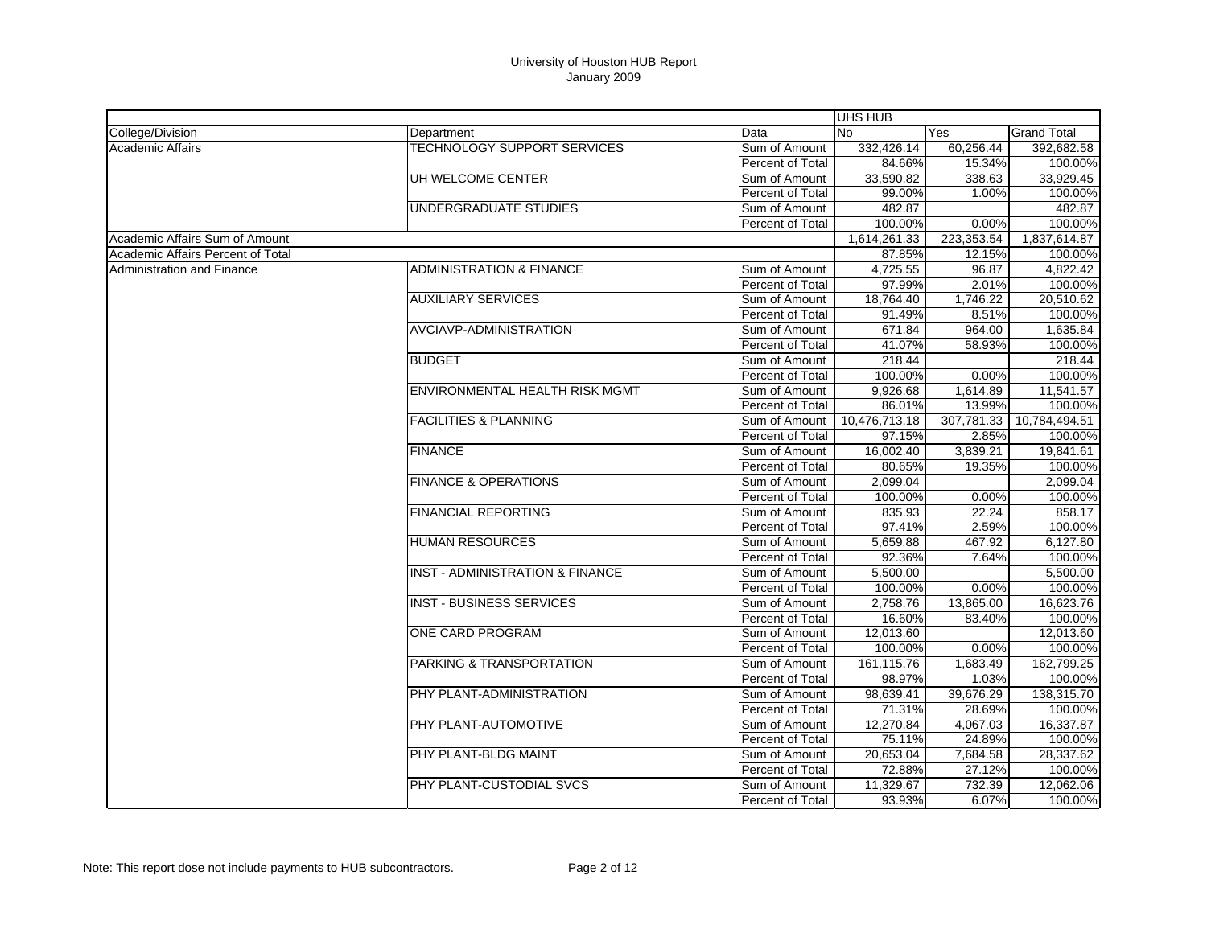# University of Houston HUB Report
## January 2009

| | | | UHS HUB | | |
|---|---|---|---|---|---|
| College/Division | Department | Data | No | Yes | Grand Total |
| Academic Affairs | TECHNOLOGY SUPPORT SERVICES | Sum of Amount | 332,426.14 | 60,256.44 | 392,682.58 |
| | | Percent of Total | 84.66% | 15.34% | 100.00% |
| | UH WELCOME CENTER | Sum of Amount | 33,590.82 | 338.63 | 33,929.45 |
| | | Percent of Total | 99.00% | 1.00% | 100.00% |
| | UNDERGRADUATE STUDIES | Sum of Amount | 482.87 | | 482.87 |
| | | Percent of Total | 100.00% | 0.00% | 100.00% |
| Academic Affairs Sum of Amount | | | 1,614,261.33 | 223,353.54 | 1,837,614.87 |
| Academic Affairs Percent of Total | | | 87.85% | 12.15% | 100.00% |
| Administration and Finance | ADMINISTRATION & FINANCE | Sum of Amount | 4,725.55 | 96.87 | 4,822.42 |
| | | Percent of Total | 97.99% | 2.01% | 100.00% |
| | AUXILIARY SERVICES | Sum of Amount | 18,764.40 | 1,746.22 | 20,510.62 |
| | | Percent of Total | 91.49% | 8.51% | 100.00% |
| | AVCIAVP-ADMINISTRATION | Sum of Amount | 671.84 | 964.00 | 1,635.84 |
| | | Percent of Total | 41.07% | 58.93% | 100.00% |
| | BUDGET | Sum of Amount | 218.44 | | 218.44 |
| | | Percent of Total | 100.00% | 0.00% | 100.00% |
| | ENVIRONMENTAL HEALTH RISK MGMT | Sum of Amount | 9,926.68 | 1,614.89 | 11,541.57 |
| | | Percent of Total | 86.01% | 13.99% | 100.00% |
| | FACILITIES & PLANNING | Sum of Amount | 10,476,713.18 | 307,781.33 | 10,784,494.51 |
| | | Percent of Total | 97.15% | 2.85% | 100.00% |
| | FINANCE | Sum of Amount | 16,002.40 | 3,839.21 | 19,841.61 |
| | | Percent of Total | 80.65% | 19.35% | 100.00% |
| | FINANCE & OPERATIONS | Sum of Amount | 2,099.04 | | 2,099.04 |
| | | Percent of Total | 100.00% | 0.00% | 100.00% |
| | FINANCIAL REPORTING | Sum of Amount | 835.93 | 22.24 | 858.17 |
| | | Percent of Total | 97.41% | 2.59% | 100.00% |
| | HUMAN RESOURCES | Sum of Amount | 5,659.88 | 467.92 | 6,127.80 |
| | | Percent of Total | 92.36% | 7.64% | 100.00% |
| | INST - ADMINISTRATION & FINANCE | Sum of Amount | 5,500.00 | | 5,500.00 |
| | | Percent of Total | 100.00% | 0.00% | 100.00% |
| | INST - BUSINESS SERVICES | Sum of Amount | 2,758.76 | 13,865.00 | 16,623.76 |
| | | Percent of Total | 16.60% | 83.40% | 100.00% |
| | ONE CARD PROGRAM | Sum of Amount | 12,013.60 | | 12,013.60 |
| | | Percent of Total | 100.00% | 0.00% | 100.00% |
| | PARKING & TRANSPORTATION | Sum of Amount | 161,115.76 | 1,683.49 | 162,799.25 |
| | | Percent of Total | 98.97% | 1.03% | 100.00% |
| | PHY PLANT-ADMINISTRATION | Sum of Amount | 98,639.41 | 39,676.29 | 138,315.70 |
| | | Percent of Total | 71.31% | 28.69% | 100.00% |
| | PHY PLANT-AUTOMOTIVE | Sum of Amount | 12,270.84 | 4,067.03 | 16,337.87 |
| | | Percent of Total | 75.11% | 24.89% | 100.00% |
| | PHY PLANT-BLDG MAINT | Sum of Amount | 20,653.04 | 7,684.58 | 28,337.62 |
| | | Percent of Total | 72.88% | 27.12% | 100.00% |
| | PHY PLANT-CUSTODIAL SVCS | Sum of Amount | 11,329.67 | 732.39 | 12,062.06 |
| | | Percent of Total | 93.93% | 6.07% | 100.00% |

Note: This report dose not include payments to HUB subcontractors.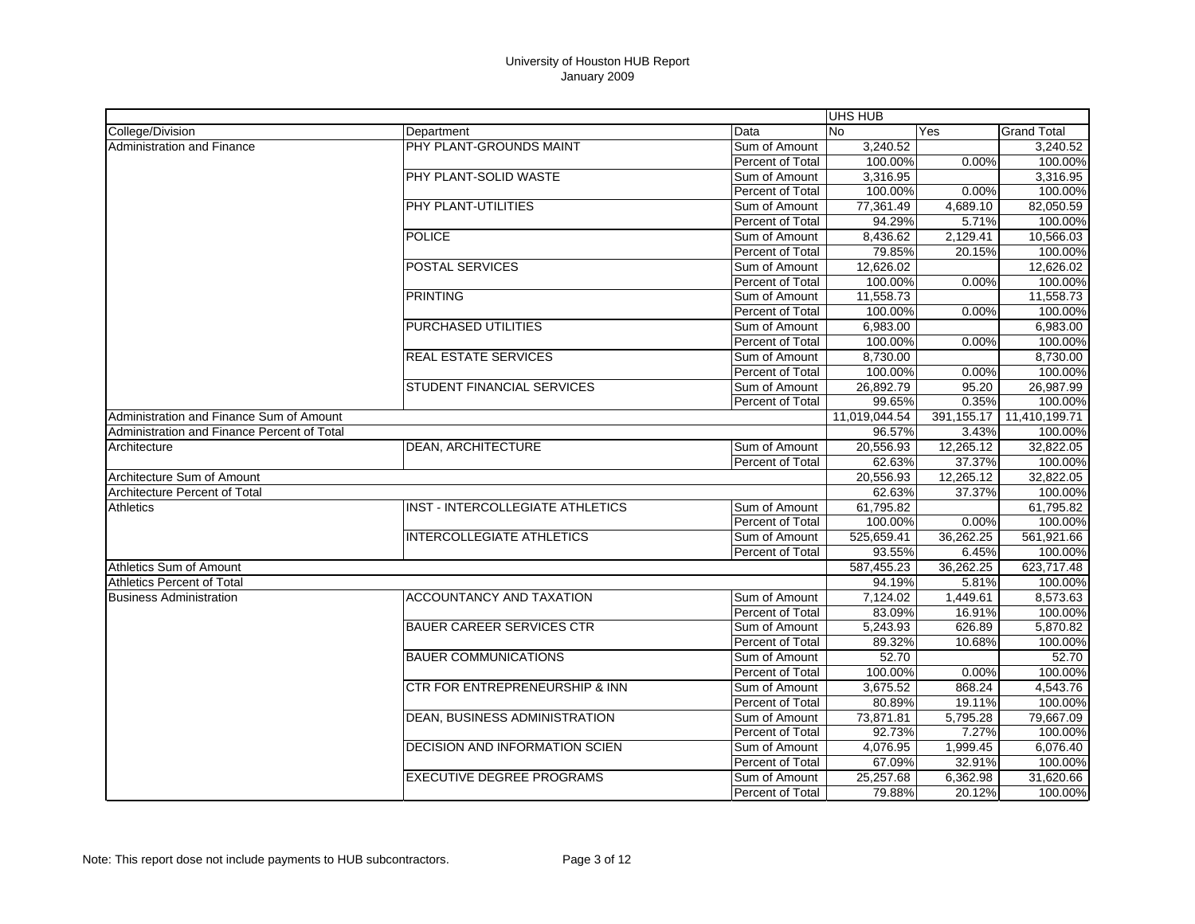University of Houston HUB Report
January 2009

| | | | UHS HUB | | |
|---|---|---|---|---|---|
| College/Division | Department | Data | No | Yes | Grand Total |
| Administration and Finance | PHY PLANT-GROUNDS MAINT | Sum of Amount | 3,240.52 | | 3,240.52 |
| | | Percent of Total | 100.00% | 0.00% | 100.00% |
| | PHY PLANT-SOLID WASTE | Sum of Amount | 3,316.95 | | 3,316.95 |
| | | Percent of Total | 100.00% | 0.00% | 100.00% |
| | PHY PLANT-UTILITIES | Sum of Amount | 77,361.49 | 4,689.10 | 82,050.59 |
| | | Percent of Total | 94.29% | 5.71% | 100.00% |
| | POLICE | Sum of Amount | 8,436.62 | 2,129.41 | 10,566.03 |
| | | Percent of Total | 79.85% | 20.15% | 100.00% |
| | POSTAL SERVICES | Sum of Amount | 12,626.02 | | 12,626.02 |
| | | Percent of Total | 100.00% | 0.00% | 100.00% |
| | PRINTING | Sum of Amount | 11,558.73 | | 11,558.73 |
| | | Percent of Total | 100.00% | 0.00% | 100.00% |
| | PURCHASED UTILITIES | Sum of Amount | 6,983.00 | | 6,983.00 |
| | | Percent of Total | 100.00% | 0.00% | 100.00% |
| | REAL ESTATE SERVICES | Sum of Amount | 8,730.00 | | 8,730.00 |
| | | Percent of Total | 100.00% | 0.00% | 100.00% |
| | STUDENT FINANCIAL SERVICES | Sum of Amount | 26,892.79 | 95.20 | 26,987.99 |
| | | Percent of Total | 99.65% | 0.35% | 100.00% |
| Administration and Finance Sum of Amount | | | 11,019,044.54 | 391,155.17 | 11,410,199.71 |
| Administration and Finance Percent of Total | | | 96.57% | 3.43% | 100.00% |
| Architecture | DEAN, ARCHITECTURE | Sum of Amount | 20,556.93 | 12,265.12 | 32,822.05 |
| | | Percent of Total | 62.63% | 37.37% | 100.00% |
| Architecture Sum of Amount | | | 20,556.93 | 12,265.12 | 32,822.05 |
| Architecture Percent of Total | | | 62.63% | 37.37% | 100.00% |
| Athletics | INST - INTERCOLLEGIATE ATHLETICS | Sum of Amount | 61,795.82 | | 61,795.82 |
| | | Percent of Total | 100.00% | 0.00% | 100.00% |
| | INTERCOLLEGIATE ATHLETICS | Sum of Amount | 525,659.41 | 36,262.25 | 561,921.66 |
| | | Percent of Total | 93.55% | 6.45% | 100.00% |
| Athletics Sum of Amount | | | 587,455.23 | 36,262.25 | 623,717.48 |
| Athletics Percent of Total | | | 94.19% | 5.81% | 100.00% |
| Business Administration | ACCOUNTANCY AND TAXATION | Sum of Amount | 7,124.02 | 1,449.61 | 8,573.63 |
| | | Percent of Total | 83.09% | 16.91% | 100.00% |
| | BAUER CAREER SERVICES CTR | Sum of Amount | 5,243.93 | 626.89 | 5,870.82 |
| | | Percent of Total | 89.32% | 10.68% | 100.00% |
| | BAUER COMMUNICATIONS | Sum of Amount | 52.70 | | 52.70 |
| | | Percent of Total | 100.00% | 0.00% | 100.00% |
| | CTR FOR ENTREPRENEURSHIP & INN | Sum of Amount | 3,675.52 | 868.24 | 4,543.76 |
| | | Percent of Total | 80.89% | 19.11% | 100.00% |
| | DEAN, BUSINESS ADMINISTRATION | Sum of Amount | 73,871.81 | 5,795.28 | 79,667.09 |
| | | Percent of Total | 92.73% | 7.27% | 100.00% |
| | DECISION AND INFORMATION SCIEN | Sum of Amount | 4,076.95 | 1,999.45 | 6,076.40 |
| | | Percent of Total | 67.09% | 32.91% | 100.00% |
| | EXECUTIVE DEGREE PROGRAMS | Sum of Amount | 25,257.68 | 6,362.98 | 31,620.66 |
| | | Percent of Total | 79.88% | 20.12% | 100.00% |

Note: This report dose not include payments to HUB subcontractors.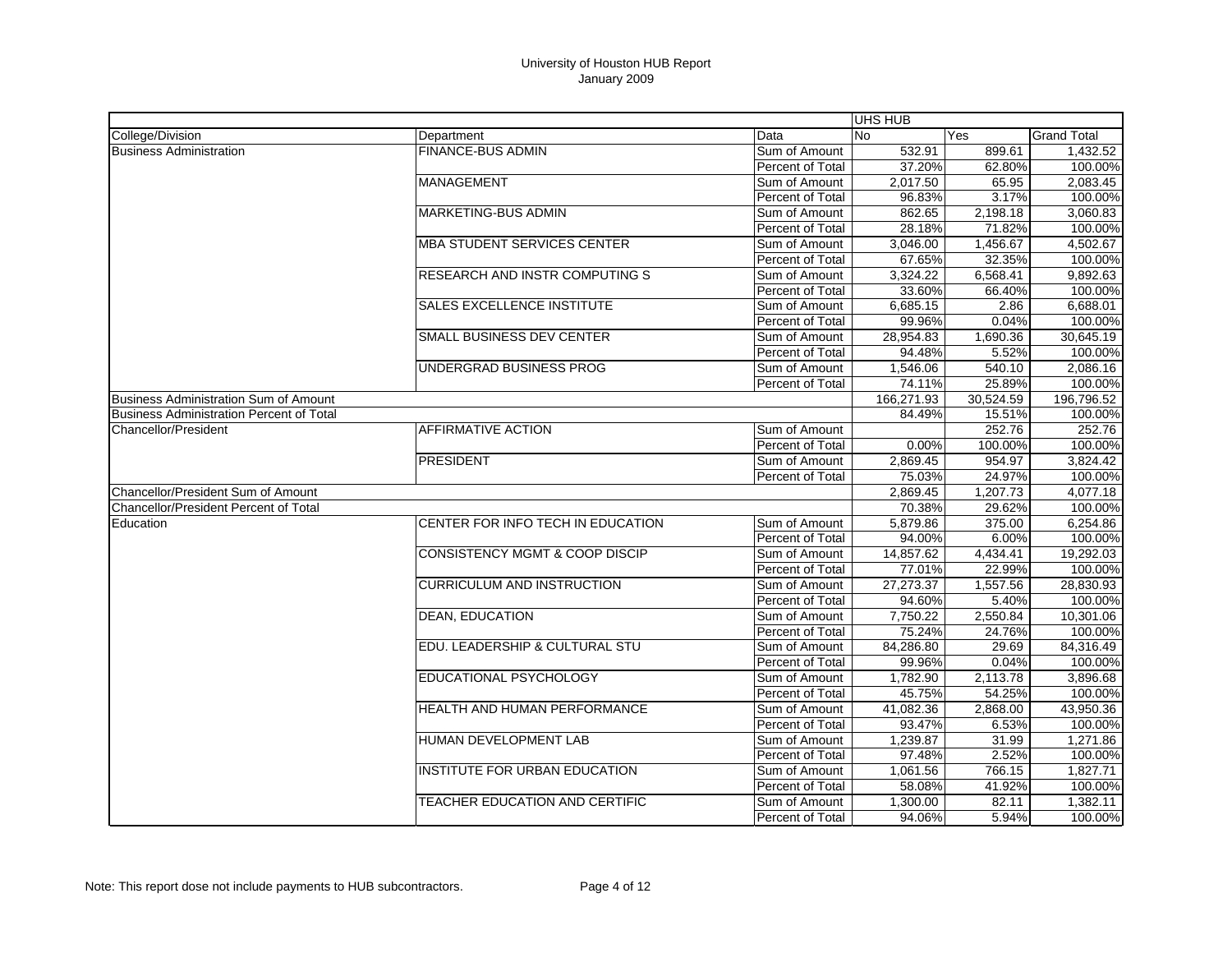University of Houston HUB Report
January 2009

| | | | UHS HUB | | |
|---|---|---|---|---|---|
| College/Division | Department | Data | No | Yes | Grand Total |
| Business Administration | FINANCE-BUS ADMIN | Sum of Amount | 532.91 | 899.61 | 1,432.52 |
| | | Percent of Total | 37.20% | 62.80% | 100.00% |
| | MANAGEMENT | Sum of Amount | 2,017.50 | 65.95 | 2,083.45 |
| | | Percent of Total | 96.83% | 3.17% | 100.00% |
| | MARKETING-BUS ADMIN | Sum of Amount | 862.65 | 2,198.18 | 3,060.83 |
| | | Percent of Total | 28.18% | 71.82% | 100.00% |
| | MBA STUDENT SERVICES CENTER | Sum of Amount | 3,046.00 | 1,456.67 | 4,502.67 |
| | | Percent of Total | 67.65% | 32.35% | 100.00% |
| | RESEARCH AND INSTR COMPUTING S | Sum of Amount | 3,324.22 | 6,568.41 | 9,892.63 |
| | | Percent of Total | 33.60% | 66.40% | 100.00% |
| | SALES EXCELLENCE INSTITUTE | Sum of Amount | 6,685.15 | 2.86 | 6,688.01 |
| | | Percent of Total | 99.96% | 0.04% | 100.00% |
| | SMALL BUSINESS DEV CENTER | Sum of Amount | 28,954.83 | 1,690.36 | 30,645.19 |
| | | Percent of Total | 94.48% | 5.52% | 100.00% |
| | UNDERGRAD BUSINESS PROG | Sum of Amount | 1,546.06 | 540.10 | 2,086.16 |
| | | Percent of Total | 74.11% | 25.89% | 100.00% |
| Business Administration Sum of Amount | | | 166,271.93 | 30,524.59 | 196,796.52 |
| Business Administration Percent of Total | | | 84.49% | 15.51% | 100.00% |
| Chancellor/President | AFFIRMATIVE ACTION | Sum of Amount | | 252.76 | 252.76 |
| | | Percent of Total | 0.00% | 100.00% | 100.00% |
| | PRESIDENT | Sum of Amount | 2,869.45 | 954.97 | 3,824.42 |
| | | Percent of Total | 75.03% | 24.97% | 100.00% |
| Chancellor/President Sum of Amount | | | 2,869.45 | 1,207.73 | 4,077.18 |
| Chancellor/President Percent of Total | | | 70.38% | 29.62% | 100.00% |
| Education | CENTER FOR INFO TECH IN EDUCATION | Sum of Amount | 5,879.86 | 375.00 | 6,254.86 |
| | | Percent of Total | 94.00% | 6.00% | 100.00% |
| | CONSISTENCY MGMT & COOP DISCIP | Sum of Amount | 14,857.62 | 4,434.41 | 19,292.03 |
| | | Percent of Total | 77.01% | 22.99% | 100.00% |
| | CURRICULUM AND INSTRUCTION | Sum of Amount | 27,273.37 | 1,557.56 | 28,830.93 |
| | | Percent of Total | 94.60% | 5.40% | 100.00% |
| | DEAN, EDUCATION | Sum of Amount | 7,750.22 | 2,550.84 | 10,301.06 |
| | | Percent of Total | 75.24% | 24.76% | 100.00% |
| | EDU. LEADERSHIP & CULTURAL STU | Sum of Amount | 84,286.80 | 29.69 | 84,316.49 |
| | | Percent of Total | 99.96% | 0.04% | 100.00% |
| | EDUCATIONAL PSYCHOLOGY | Sum of Amount | 1,782.90 | 2,113.78 | 3,896.68 |
| | | Percent of Total | 45.75% | 54.25% | 100.00% |
| | HEALTH AND HUMAN PERFORMANCE | Sum of Amount | 41,082.36 | 2,868.00 | 43,950.36 |
| | | Percent of Total | 93.47% | 6.53% | 100.00% |
| | HUMAN DEVELOPMENT LAB | Sum of Amount | 1,239.87 | 31.99 | 1,271.86 |
| | | Percent of Total | 97.48% | 2.52% | 100.00% |
| | INSTITUTE FOR URBAN EDUCATION | Sum of Amount | 1,061.56 | 766.15 | 1,827.71 |
| | | Percent of Total | 58.08% | 41.92% | 100.00% |
| | TEACHER EDUCATION AND CERTIFIC | Sum of Amount | 1,300.00 | 82.11 | 1,382.11 |
| | | Percent of Total | 94.06% | 5.94% | 100.00% |

Note: This report dose not include payments to HUB subcontractors.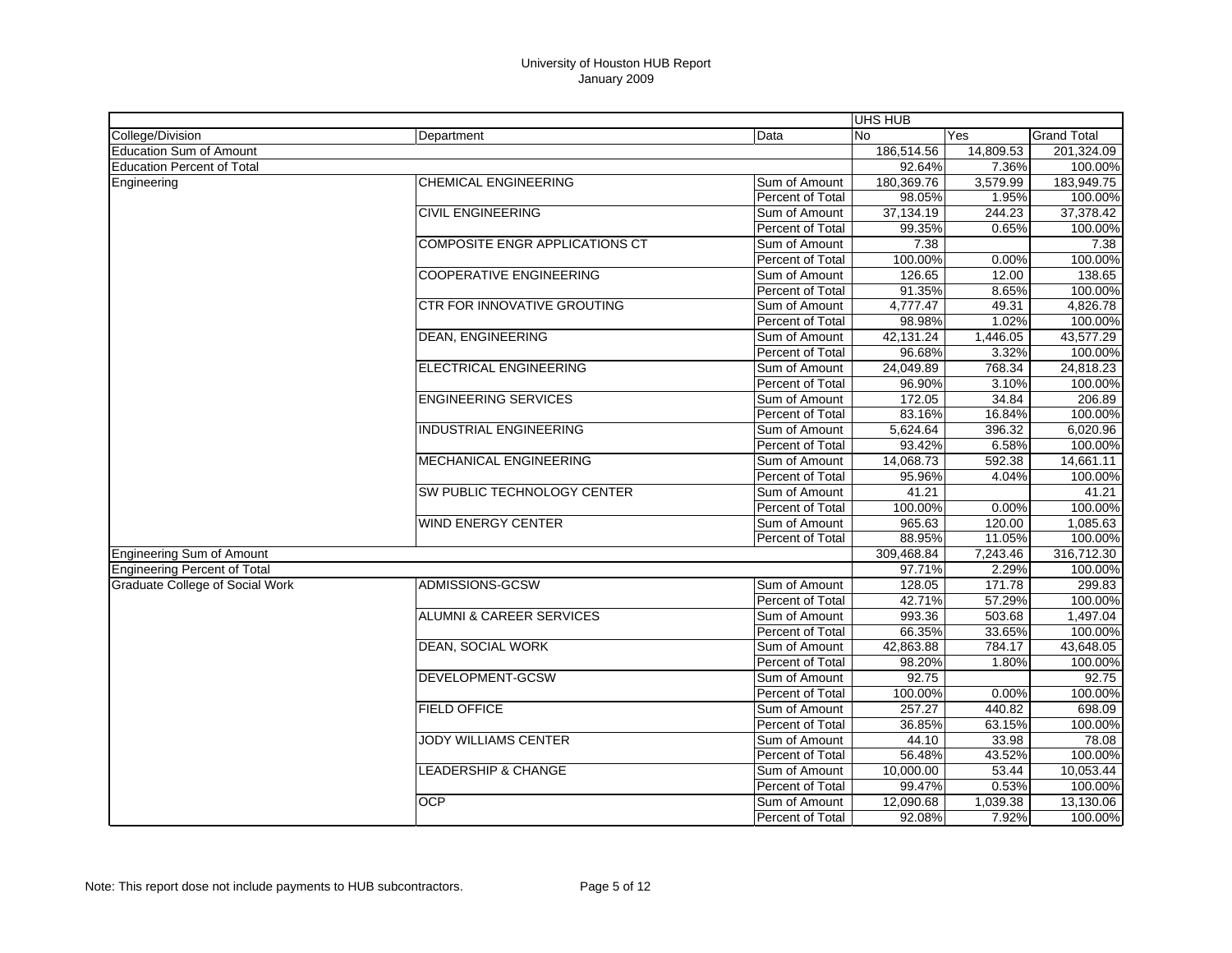# University of Houston HUB Report
January 2009

| | | | UHS HUB | | |
|---|---|---|---|---|---|
| College/Division | Department | Data | No | Yes | Grand Total |
| Education Sum of Amount | | | 186,514.56 | 14,809.53 | 201,324.09 |
| Education Percent of Total | | | 92.64% | 7.36% | 100.00% |
| Engineering | CHEMICAL ENGINEERING | Sum of Amount | 180,369.76 | 3,579.99 | 183,949.75 |
| | | Percent of Total | 98.05% | 1.95% | 100.00% |
| | CIVIL ENGINEERING | Sum of Amount | 37,134.19 | 244.23 | 37,378.42 |
| | | Percent of Total | 99.35% | 0.65% | 100.00% |
| | COMPOSITE ENGR APPLICATIONS CT | Sum of Amount | 7.38 | | 7.38 |
| | | Percent of Total | 100.00% | 0.00% | 100.00% |
| | COOPERATIVE ENGINEERING | Sum of Amount | 126.65 | 12.00 | 138.65 |
| | | Percent of Total | 91.35% | 8.65% | 100.00% |
| | CTR FOR INNOVATIVE GROUTING | Sum of Amount | 4,777.47 | 49.31 | 4,826.78 |
| | | Percent of Total | 98.98% | 1.02% | 100.00% |
| | DEAN, ENGINEERING | Sum of Amount | 42,131.24 | 1,446.05 | 43,577.29 |
| | | Percent of Total | 96.68% | 3.32% | 100.00% |
| | ELECTRICAL ENGINEERING | Sum of Amount | 24,049.89 | 768.34 | 24,818.23 |
| | | Percent of Total | 96.90% | 3.10% | 100.00% |
| | ENGINEERING SERVICES | Sum of Amount | 172.05 | 34.84 | 206.89 |
| | | Percent of Total | 83.16% | 16.84% | 100.00% |
| | INDUSTRIAL ENGINEERING | Sum of Amount | 5,624.64 | 396.32 | 6,020.96 |
| | | Percent of Total | 93.42% | 6.58% | 100.00% |
| | MECHANICAL ENGINEERING | Sum of Amount | 14,068.73 | 592.38 | 14,661.11 |
| | | Percent of Total | 95.96% | 4.04% | 100.00% |
| | SW PUBLIC TECHNOLOGY CENTER | Sum of Amount | 41.21 | | 41.21 |
| | | Percent of Total | 100.00% | 0.00% | 100.00% |
| | WIND ENERGY CENTER | Sum of Amount | 965.63 | 120.00 | 1,085.63 |
| | | Percent of Total | 88.95% | 11.05% | 100.00% |
| Engineering Sum of Amount | | | 309,468.84 | 7,243.46 | 316,712.30 |
| Engineering Percent of Total | | | 97.71% | 2.29% | 100.00% |
| Graduate College of Social Work | ADMISSIONS-GCSW | Sum of Amount | 128.05 | 171.78 | 299.83 |
| | | Percent of Total | 42.71% | 57.29% | 100.00% |
| | ALUMNI & CAREER SERVICES | Sum of Amount | 993.36 | 503.68 | 1,497.04 |
| | | Percent of Total | 66.35% | 33.65% | 100.00% |
| | DEAN, SOCIAL WORK | Sum of Amount | 42,863.88 | 784.17 | 43,648.05 |
| | | Percent of Total | 98.20% | 1.80% | 100.00% |
| | DEVELOPMENT-GCSW | Sum of Amount | 92.75 | | 92.75 |
| | | Percent of Total | 100.00% | 0.00% | 100.00% |
| | FIELD OFFICE | Sum of Amount | 257.27 | 440.82 | 698.09 |
| | | Percent of Total | 36.85% | 63.15% | 100.00% |
| | JODY WILLIAMS CENTER | Sum of Amount | 44.10 | 33.98 | 78.08 |
| | | Percent of Total | 56.48% | 43.52% | 100.00% |
| | LEADERSHIP & CHANGE | Sum of Amount | 10,000.00 | 53.44 | 10,053.44 |
| | | Percent of Total | 99.47% | 0.53% | 100.00% |
| | OCP | Sum of Amount | 12,090.68 | 1,039.38 | 13,130.06 |
| | | Percent of Total | 92.08% | 7.92% | 100.00% |

Note: This report dose not include payments to HUB subcontractors.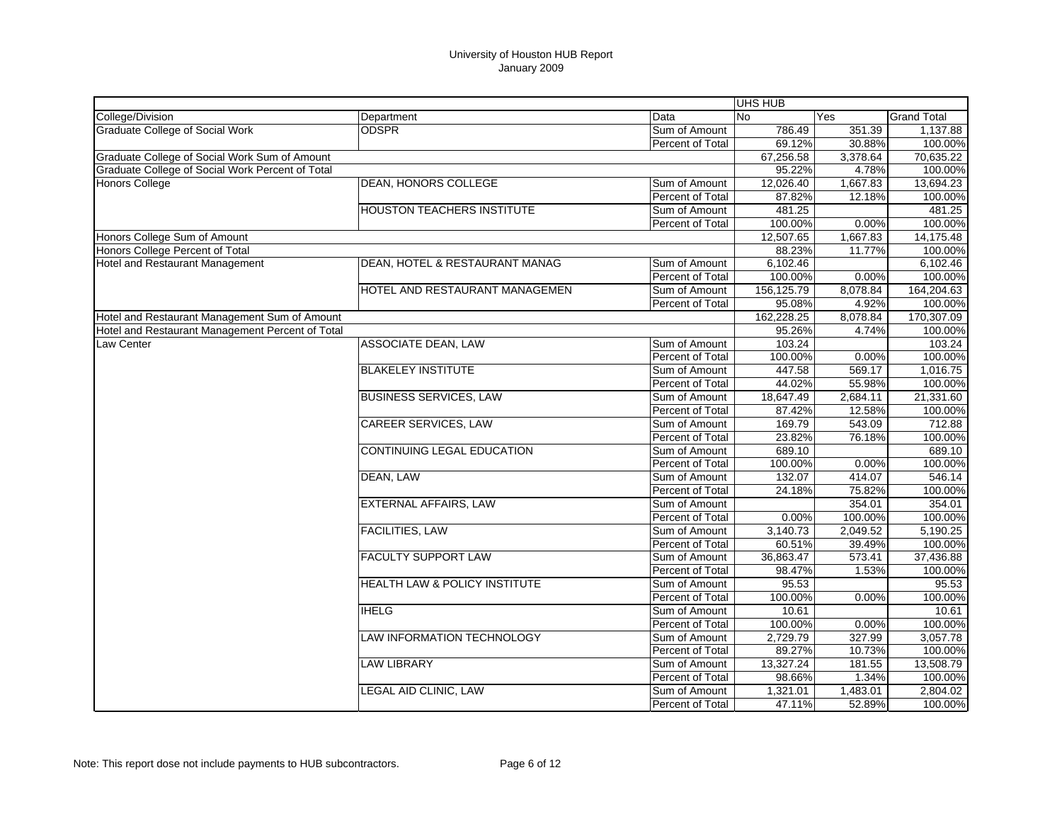University of Houston HUB Report
January 2009

| | | | UHS HUB | | |
|---|---|---|---|---|---|
| College/Division | Department | Data | No | Yes | Grand Total |
| Graduate College of Social Work | ODSPR | Sum of Amount | 786.49 | 351.39 | 1,137.88 |
| | | Percent of Total | 69.12% | 30.88% | 100.00% |
| Graduate College of Social Work Sum of Amount | | | 67,256.58 | 3,378.64 | 70,635.22 |
| Graduate College of Social Work Percent of Total | | | 95.22% | 4.78% | 100.00% |
| Honors College | DEAN, HONORS COLLEGE | Sum of Amount | 12,026.40 | 1,667.83 | 13,694.23 |
| | | Percent of Total | 87.82% | 12.18% | 100.00% |
| | HOUSTON TEACHERS INSTITUTE | Sum of Amount | 481.25 | | 481.25 |
| | | Percent of Total | 100.00% | 0.00% | 100.00% |
| Honors College Sum of Amount | | | 12,507.65 | 1,667.83 | 14,175.48 |
| Honors College Percent of Total | | | 88.23% | 11.77% | 100.00% |
| Hotel and Restaurant Management | DEAN, HOTEL & RESTAURANT MANAG | Sum of Amount | 6,102.46 | | 6,102.46 |
| | | Percent of Total | 100.00% | 0.00% | 100.00% |
| | HOTEL AND RESTAURANT MANAGEMEN | Sum of Amount | 156,125.79 | 8,078.84 | 164,204.63 |
| | | Percent of Total | 95.08% | 4.92% | 100.00% |
| Hotel and Restaurant Management Sum of Amount | | | 162,228.25 | 8,078.84 | 170,307.09 |
| Hotel and Restaurant Management Percent of Total | | | 95.26% | 4.74% | 100.00% |
| Law Center | ASSOCIATE DEAN, LAW | Sum of Amount | 103.24 | | 103.24 |
| | | Percent of Total | 100.00% | 0.00% | 100.00% |
| | BLAKELEY INSTITUTE | Sum of Amount | 447.58 | 569.17 | 1,016.75 |
| | | Percent of Total | 44.02% | 55.98% | 100.00% |
| | BUSINESS SERVICES, LAW | Sum of Amount | 18,647.49 | 2,684.11 | 21,331.60 |
| | | Percent of Total | 87.42% | 12.58% | 100.00% |
| | CAREER SERVICES, LAW | Sum of Amount | 169.79 | 543.09 | 712.88 |
| | | Percent of Total | 23.82% | 76.18% | 100.00% |
| | CONTINUING LEGAL EDUCATION | Sum of Amount | 689.10 | | 689.10 |
| | | Percent of Total | 100.00% | 0.00% | 100.00% |
| | DEAN, LAW | Sum of Amount | 132.07 | 414.07 | 546.14 |
| | | Percent of Total | 24.18% | 75.82% | 100.00% |
| | EXTERNAL AFFAIRS, LAW | Sum of Amount | | 354.01 | 354.01 |
| | | Percent of Total | 0.00% | 100.00% | 100.00% |
| | FACILITIES, LAW | Sum of Amount | 3,140.73 | 2,049.52 | 5,190.25 |
| | | Percent of Total | 60.51% | 39.49% | 100.00% |
| | FACULTY SUPPORT LAW | Sum of Amount | 36,863.47 | 573.41 | 37,436.88 |
| | | Percent of Total | 98.47% | 1.53% | 100.00% |
| | HEALTH LAW & POLICY INSTITUTE | Sum of Amount | 95.53 | | 95.53 |
| | | Percent of Total | 100.00% | 0.00% | 100.00% |
| | IHELG | Sum of Amount | 10.61 | | 10.61 |
| | | Percent of Total | 100.00% | 0.00% | 100.00% |
| | LAW INFORMATION TECHNOLOGY | Sum of Amount | 2,729.79 | 327.99 | 3,057.78 |
| | | Percent of Total | 89.27% | 10.73% | 100.00% |
| | LAW LIBRARY | Sum of Amount | 13,327.24 | 181.55 | 13,508.79 |
| | | Percent of Total | 98.66% | 1.34% | 100.00% |
| | LEGAL AID CLINIC, LAW | Sum of Amount | 1,321.01 | 1,483.01 | 2,804.02 |
| | | Percent of Total | 47.11% | 52.89% | 100.00% |

Note: This report dose not include payments to HUB subcontractors.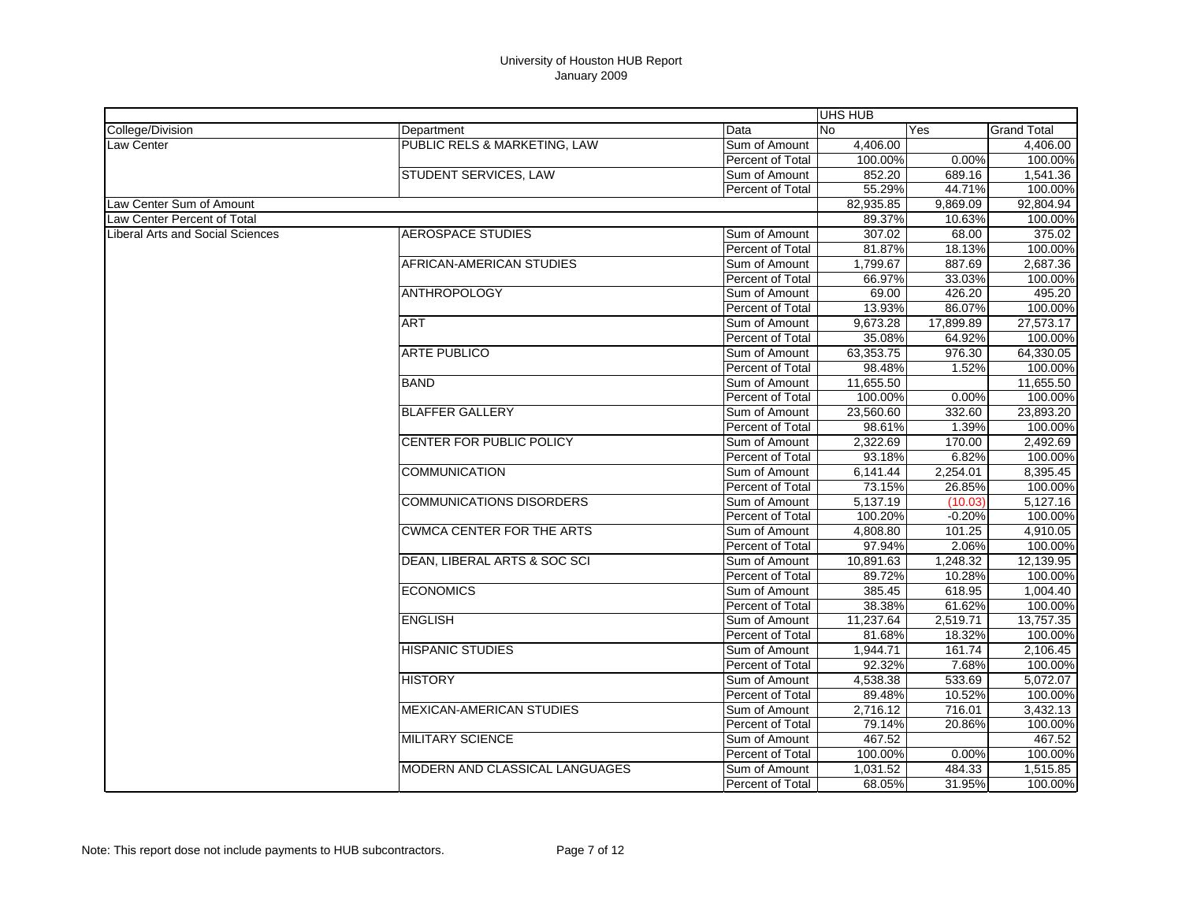# University of Houston HUB Report
January 2009

| | | | UHS HUB | | |
|---|---|---|---|---|---|
| College/Division | Department | Data | No | Yes | Grand Total |
| Law Center | PUBLIC RELS & MARKETING, LAW | Sum of Amount | 4,406.00 | | 4,406.00 |
| | | Percent of Total | 100.00% | 0.00% | 100.00% |
| | STUDENT SERVICES, LAW | Sum of Amount | 852.20 | 689.16 | 1,541.36 |
| | | Percent of Total | 55.29% | 44.71% | 100.00% |
| Law Center Sum of Amount | | | 82,935.85 | 9,869.09 | 92,804.94 |
| Law Center Percent of Total | | | 89.37% | 10.63% | 100.00% |
| Liberal Arts and Social Sciences | AEROSPACE STUDIES | Sum of Amount | 307.02 | 68.00 | 375.02 |
| | | Percent of Total | 81.87% | 18.13% | 100.00% |
| | AFRICAN-AMERICAN STUDIES | Sum of Amount | 1,799.67 | 887.69 | 2,687.36 |
| | | Percent of Total | 66.97% | 33.03% | 100.00% |
| | ANTHROPOLOGY | Sum of Amount | 69.00 | 426.20 | 495.20 |
| | | Percent of Total | 13.93% | 86.07% | 100.00% |
| | ART | Sum of Amount | 9,673.28 | 17,899.89 | 27,573.17 |
| | | Percent of Total | 35.08% | 64.92% | 100.00% |
| | ARTE PUBLICO | Sum of Amount | 63,353.75 | 976.30 | 64,330.05 |
| | | Percent of Total | 98.48% | 1.52% | 100.00% |
| | BAND | Sum of Amount | 11,655.50 | | 11,655.50 |
| | | Percent of Total | 100.00% | 0.00% | 100.00% |
| | BLAFFER GALLERY | Sum of Amount | 23,560.60 | 332.60 | 23,893.20 |
| | | Percent of Total | 98.61% | 1.39% | 100.00% |
| | CENTER FOR PUBLIC POLICY | Sum of Amount | 2,322.69 | 170.00 | 2,492.69 |
| | | Percent of Total | 93.18% | 6.82% | 100.00% |
| | COMMUNICATION | Sum of Amount | 6,141.44 | 2,254.01 | 8,395.45 |
| | | Percent of Total | 73.15% | 26.85% | 100.00% |
| | COMMUNICATIONS DISORDERS | Sum of Amount | 5,137.19 | (10.03) | 5,127.16 |
| | | Percent of Total | 100.20% | -0.20% | 100.00% |
| | CWMCA CENTER FOR THE ARTS | Sum of Amount | 4,808.80 | 101.25 | 4,910.05 |
| | | Percent of Total | 97.94% | 2.06% | 100.00% |
| | DEAN, LIBERAL ARTS & SOC SCI | Sum of Amount | 10,891.63 | 1,248.32 | 12,139.95 |
| | | Percent of Total | 89.72% | 10.28% | 100.00% |
| | ECONOMICS | Sum of Amount | 385.45 | 618.95 | 1,004.40 |
| | | Percent of Total | 38.38% | 61.62% | 100.00% |
| | ENGLISH | Sum of Amount | 11,237.64 | 2,519.71 | 13,757.35 |
| | | Percent of Total | 81.68% | 18.32% | 100.00% |
| | HISPANIC STUDIES | Sum of Amount | 1,944.71 | 161.74 | 2,106.45 |
| | | Percent of Total | 92.32% | 7.68% | 100.00% |
| | HISTORY | Sum of Amount | 4,538.38 | 533.69 | 5,072.07 |
| | | Percent of Total | 89.48% | 10.52% | 100.00% |
| | MEXICAN-AMERICAN STUDIES | Sum of Amount | 2,716.12 | 716.01 | 3,432.13 |
| | | Percent of Total | 79.14% | 20.86% | 100.00% |
| | MILITARY SCIENCE | Sum of Amount | 467.52 | | 467.52 |
| | | Percent of Total | 100.00% | 0.00% | 100.00% |
| | MODERN AND CLASSICAL LANGUAGES | Sum of Amount | 1,031.52 | 484.33 | 1,515.85 |
| | | Percent of Total | 68.05% | 31.95% | 100.00% |

Note: This report dose not include payments to HUB subcontractors.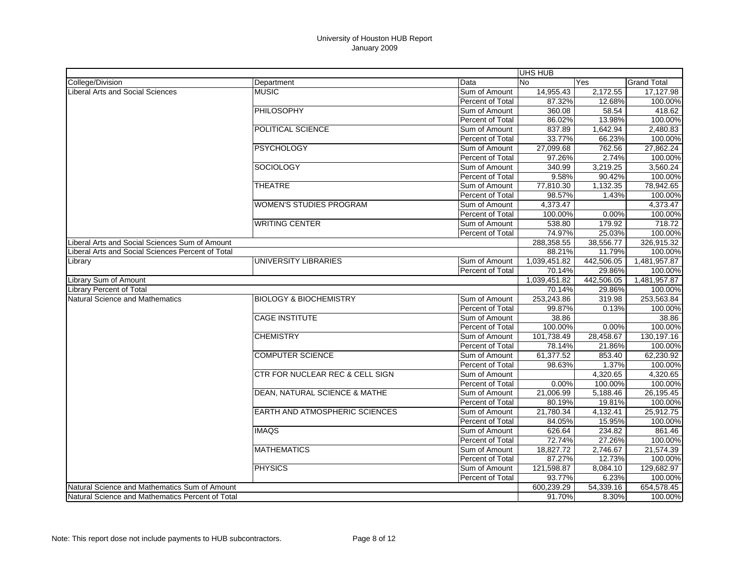University of Houston HUB Report
January 2009

| | | | UHS HUB | | |
|---|---|---|---|---|---|
| College/Division | Department | Data | No | Yes | Grand Total |
| Liberal Arts and Social Sciences | MUSIC | Sum of Amount | 14,955.43 | 2,172.55 | 17,127.98 |
| | | Percent of Total | 87.32% | 12.68% | 100.00% |
| | PHILOSOPHY | Sum of Amount | 360.08 | 58.54 | 418.62 |
| | | Percent of Total | 86.02% | 13.98% | 100.00% |
| | POLITICAL SCIENCE | Sum of Amount | 837.89 | 1,642.94 | 2,480.83 |
| | | Percent of Total | 33.77% | 66.23% | 100.00% |
| | PSYCHOLOGY | Sum of Amount | 27,099.68 | 762.56 | 27,862.24 |
| | | Percent of Total | 97.26% | 2.74% | 100.00% |
| | SOCIOLOGY | Sum of Amount | 340.99 | 3,219.25 | 3,560.24 |
| | | Percent of Total | 9.58% | 90.42% | 100.00% |
| | THEATRE | Sum of Amount | 77,810.30 | 1,132.35 | 78,942.65 |
| | | Percent of Total | 98.57% | 1.43% | 100.00% |
| | WOMEN'S STUDIES PROGRAM | Sum of Amount | 4,373.47 | | 4,373.47 |
| | | Percent of Total | 100.00% | 0.00% | 100.00% |
| | WRITING CENTER | Sum of Amount | 538.80 | 179.92 | 718.72 |
| | | Percent of Total | 74.97% | 25.03% | 100.00% |
| Liberal Arts and Social Sciences Sum of Amount | | | 288,358.55 | 38,556.77 | 326,915.32 |
| Liberal Arts and Social Sciences Percent of Total | | | 88.21% | 11.79% | 100.00% |
| Library | UNIVERSITY LIBRARIES | Sum of Amount | 1,039,451.82 | 442,506.05 | 1,481,957.87 |
| | | Percent of Total | 70.14% | 29.86% | 100.00% |
| Library Sum of Amount | | | 1,039,451.82 | 442,506.05 | 1,481,957.87 |
| Library Percent of Total | | | 70.14% | 29.86% | 100.00% |
| Natural Science and Mathematics | BIOLOGY & BIOCHEMISTRY | Sum of Amount | 253,243.86 | 319.98 | 253,563.84 |
| | | Percent of Total | 99.87% | 0.13% | 100.00% |
| | CAGE INSTITUTE | Sum of Amount | 38.86 | | 38.86 |
| | | Percent of Total | 100.00% | 0.00% | 100.00% |
| | CHEMISTRY | Sum of Amount | 101,738.49 | 28,458.67 | 130,197.16 |
| | | Percent of Total | 78.14% | 21.86% | 100.00% |
| | COMPUTER SCIENCE | Sum of Amount | 61,377.52 | 853.40 | 62,230.92 |
| | | Percent of Total | 98.63% | 1.37% | 100.00% |
| | CTR FOR NUCLEAR REC & CELL SIGN | Sum of Amount | | 4,320.65 | 4,320.65 |
| | | Percent of Total | 0.00% | 100.00% | 100.00% |
| | DEAN, NATURAL SCIENCE & MATHE | Sum of Amount | 21,006.99 | 5,188.46 | 26,195.45 |
| | | Percent of Total | 80.19% | 19.81% | 100.00% |
| | EARTH AND ATMOSPHERIC SCIENCES | Sum of Amount | 21,780.34 | 4,132.41 | 25,912.75 |
| | | Percent of Total | 84.05% | 15.95% | 100.00% |
| | IMAQS | Sum of Amount | 626.64 | 234.82 | 861.46 |
| | | Percent of Total | 72.74% | 27.26% | 100.00% |
| | MATHEMATICS | Sum of Amount | 18,827.72 | 2,746.67 | 21,574.39 |
| | | Percent of Total | 87.27% | 12.73% | 100.00% |
| | PHYSICS | Sum of Amount | 121,598.87 | 8,084.10 | 129,682.97 |
| | | Percent of Total | 93.77% | 6.23% | 100.00% |
| Natural Science and Mathematics Sum of Amount | | | 600,239.29 | 54,339.16 | 654,578.45 |
| Natural Science and Mathematics Percent of Total | | | 91.70% | 8.30% | 100.00% |

Note: This report dose not include payments to HUB subcontractors.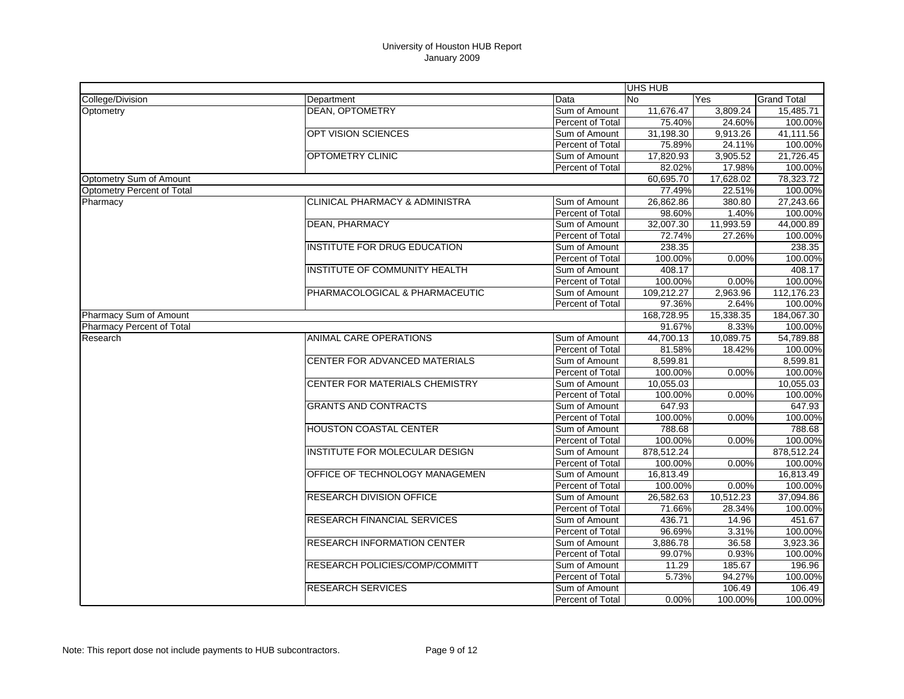# University of Houston HUB Report
## January 2009

| | | | UHS HUB | | |
|---|---|---|---|---|---|
| College/Division | Department | Data | No | Yes | Grand Total |
| Optometry | DEAN, OPTOMETRY | Sum of Amount | 11,676.47 | 3,809.24 | 15,485.71 |
| | | Percent of Total | 75.40% | 24.60% | 100.00% |
| | OPT VISION SCIENCES | Sum of Amount | 31,198.30 | 9,913.26 | 41,111.56 |
| | | Percent of Total | 75.89% | 24.11% | 100.00% |
| | OPTOMETRY CLINIC | Sum of Amount | 17,820.93 | 3,905.52 | 21,726.45 |
| | | Percent of Total | 82.02% | 17.98% | 100.00% |
| Optometry Sum of Amount | | | 60,695.70 | 17,628.02 | 78,323.72 |
| Optometry Percent of Total | | | 77.49% | 22.51% | 100.00% |
| Pharmacy | CLINICAL PHARMACY & ADMINISTRA | Sum of Amount | 26,862.86 | 380.80 | 27,243.66 |
| | | Percent of Total | 98.60% | 1.40% | 100.00% |
| | DEAN, PHARMACY | Sum of Amount | 32,007.30 | 11,993.59 | 44,000.89 |
| | | Percent of Total | 72.74% | 27.26% | 100.00% |
| | INSTITUTE FOR DRUG EDUCATION | Sum of Amount | 238.35 | | 238.35 |
| | | Percent of Total | 100.00% | 0.00% | 100.00% |
| | INSTITUTE OF COMMUNITY HEALTH | Sum of Amount | 408.17 | | 408.17 |
| | | Percent of Total | 100.00% | 0.00% | 100.00% |
| | PHARMACOLOGICAL & PHARMACEUTIC | Sum of Amount | 109,212.27 | 2,963.96 | 112,176.23 |
| | | Percent of Total | 97.36% | 2.64% | 100.00% |
| Pharmacy Sum of Amount | | | 168,728.95 | 15,338.35 | 184,067.30 |
| Pharmacy Percent of Total | | | 91.67% | 8.33% | 100.00% |
| Research | ANIMAL CARE OPERATIONS | Sum of Amount | 44,700.13 | 10,089.75 | 54,789.88 |
| | | Percent of Total | 81.58% | 18.42% | 100.00% |
| | CENTER FOR ADVANCED MATERIALS | Sum of Amount | 8,599.81 | | 8,599.81 |
| | | Percent of Total | 100.00% | 0.00% | 100.00% |
| | CENTER FOR MATERIALS CHEMISTRY | Sum of Amount | 10,055.03 | | 10,055.03 |
| | | Percent of Total | 100.00% | 0.00% | 100.00% |
| | GRANTS AND CONTRACTS | Sum of Amount | 647.93 | | 647.93 |
| | | Percent of Total | 100.00% | 0.00% | 100.00% |
| | HOUSTON COASTAL CENTER | Sum of Amount | 788.68 | | 788.68 |
| | | Percent of Total | 100.00% | 0.00% | 100.00% |
| | INSTITUTE FOR MOLECULAR DESIGN | Sum of Amount | 878,512.24 | | 878,512.24 |
| | | Percent of Total | 100.00% | 0.00% | 100.00% |
| | OFFICE OF TECHNOLOGY MANAGEMEN | Sum of Amount | 16,813.49 | | 16,813.49 |
| | | Percent of Total | 100.00% | 0.00% | 100.00% |
| | RESEARCH DIVISION OFFICE | Sum of Amount | 26,582.63 | 10,512.23 | 37,094.86 |
| | | Percent of Total | 71.66% | 28.34% | 100.00% |
| | RESEARCH FINANCIAL SERVICES | Sum of Amount | 436.71 | 14.96 | 451.67 |
| | | Percent of Total | 96.69% | 3.31% | 100.00% |
| | RESEARCH INFORMATION CENTER | Sum of Amount | 3,886.78 | 36.58 | 3,923.36 |
| | | Percent of Total | 99.07% | 0.93% | 100.00% |
| | RESEARCH POLICIES/COMP/COMMITT | Sum of Amount | 11.29 | 185.67 | 196.96 |
| | | Percent of Total | 5.73% | 94.27% | 100.00% |
| | RESEARCH SERVICES | Sum of Amount | | 106.49 | 106.49 |
| | | Percent of Total | 0.00% | 100.00% | 100.00% |

Note: This report dose not include payments to HUB subcontractors.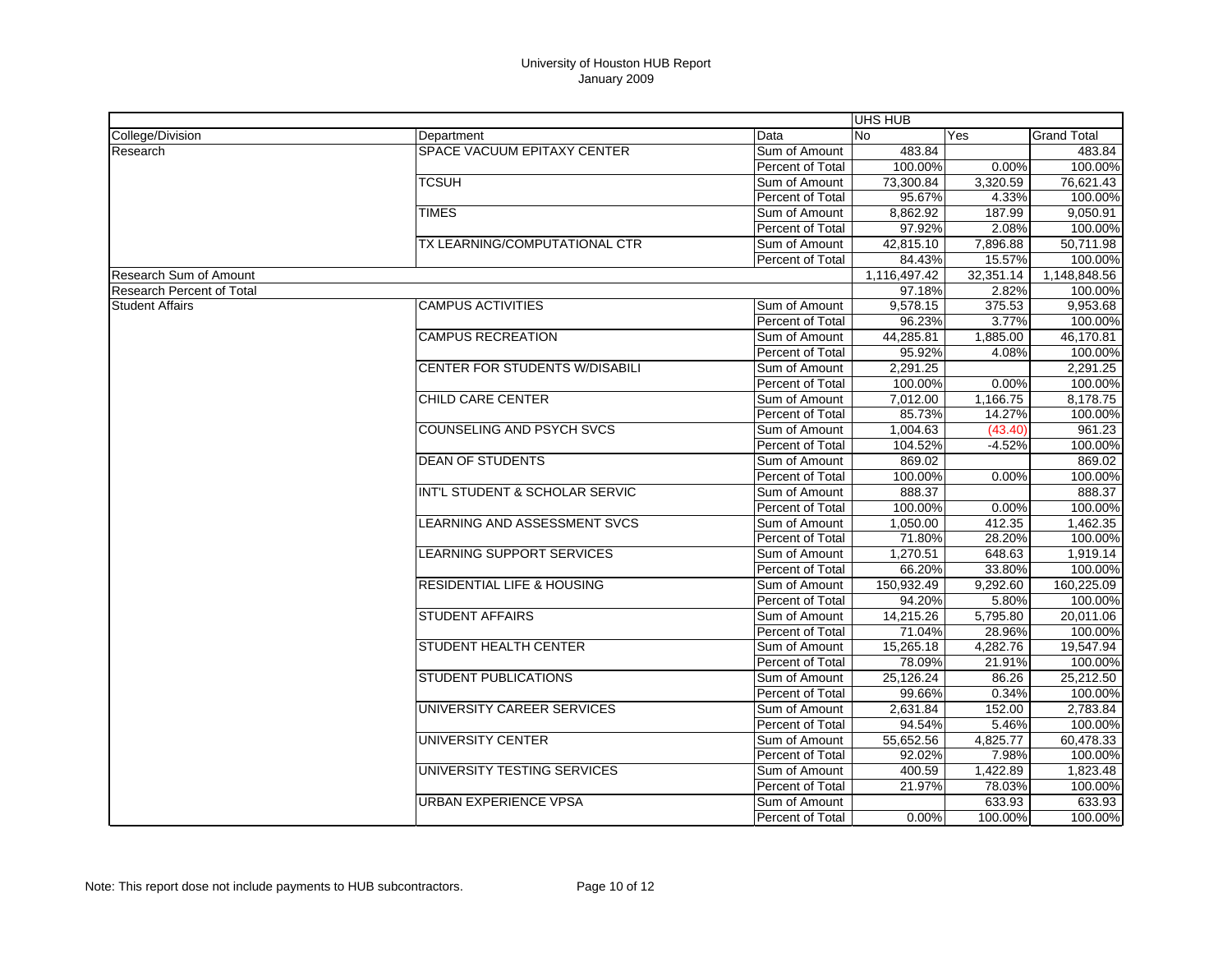# University of Houston HUB Report
## January 2009

| | | | UHS HUB | | |
|---|---|---|---|---|---|
| College/Division | Department | Data | No | Yes | Grand Total |
| Research | SPACE VACUUM EPITAXY CENTER | Sum of Amount | 483.84 | | 483.84 |
| | | Percent of Total | 100.00% | 0.00% | 100.00% |
| | TCSUH | Sum of Amount | 73,300.84 | 3,320.59 | 76,621.43 |
| | | Percent of Total | 95.67% | 4.33% | 100.00% |
| | TIMES | Sum of Amount | 8,862.92 | 187.99 | 9,050.91 |
| | | Percent of Total | 97.92% | 2.08% | 100.00% |
| | TX LEARNING/COMPUTATIONAL CTR | Sum of Amount | 42,815.10 | 7,896.88 | 50,711.98 |
| | | Percent of Total | 84.43% | 15.57% | 100.00% |
| Research Sum of Amount | | | 1,116,497.42 | 32,351.14 | 1,148,848.56 |
| Research Percent of Total | | | 97.18% | 2.82% | 100.00% |
| Student Affairs | CAMPUS ACTIVITIES | Sum of Amount | 9,578.15 | 375.53 | 9,953.68 |
| | | Percent of Total | 96.23% | 3.77% | 100.00% |
| | CAMPUS RECREATION | Sum of Amount | 44,285.81 | 1,885.00 | 46,170.81 |
| | | Percent of Total | 95.92% | 4.08% | 100.00% |
| | CENTER FOR STUDENTS W/DISABILI | Sum of Amount | 2,291.25 | | 2,291.25 |
| | | Percent of Total | 100.00% | 0.00% | 100.00% |
| | CHILD CARE CENTER | Sum of Amount | 7,012.00 | 1,166.75 | 8,178.75 |
| | | Percent of Total | 85.73% | 14.27% | 100.00% |
| | COUNSELING AND PSYCH SVCS | Sum of Amount | 1,004.63 | (43.40) | 961.23 |
| | | Percent of Total | 104.52% | -4.52% | 100.00% |
| | DEAN OF STUDENTS | Sum of Amount | 869.02 | | 869.02 |
| | | Percent of Total | 100.00% | 0.00% | 100.00% |
| | INT'L STUDENT & SCHOLAR SERVIC | Sum of Amount | 888.37 | | 888.37 |
| | | Percent of Total | 100.00% | 0.00% | 100.00% |
| | LEARNING AND ASSESSMENT SVCS | Sum of Amount | 1,050.00 | 412.35 | 1,462.35 |
| | | Percent of Total | 71.80% | 28.20% | 100.00% |
| | LEARNING SUPPORT SERVICES | Sum of Amount | 1,270.51 | 648.63 | 1,919.14 |
| | | Percent of Total | 66.20% | 33.80% | 100.00% |
| | RESIDENTIAL LIFE & HOUSING | Sum of Amount | 150,932.49 | 9,292.60 | 160,225.09 |
| | | Percent of Total | 94.20% | 5.80% | 100.00% |
| | STUDENT AFFAIRS | Sum of Amount | 14,215.26 | 5,795.80 | 20,011.06 |
| | | Percent of Total | 71.04% | 28.96% | 100.00% |
| | STUDENT HEALTH CENTER | Sum of Amount | 15,265.18 | 4,282.76 | 19,547.94 |
| | | Percent of Total | 78.09% | 21.91% | 100.00% |
| | STUDENT PUBLICATIONS | Sum of Amount | 25,126.24 | 86.26 | 25,212.50 |
| | | Percent of Total | 99.66% | 0.34% | 100.00% |
| | UNIVERSITY CAREER SERVICES | Sum of Amount | 2,631.84 | 152.00 | 2,783.84 |
| | | Percent of Total | 94.54% | 5.46% | 100.00% |
| | UNIVERSITY CENTER | Sum of Amount | 55,652.56 | 4,825.77 | 60,478.33 |
| | | Percent of Total | 92.02% | 7.98% | 100.00% |
| | UNIVERSITY TESTING SERVICES | Sum of Amount | 400.59 | 1,422.89 | 1,823.48 |
| | | Percent of Total | 21.97% | 78.03% | 100.00% |
| | URBAN EXPERIENCE VPSA | Sum of Amount | | 633.93 | 633.93 |
| | | Percent of Total | 0.00% | 100.00% | 100.00% |

Note: This report dose not include payments to HUB subcontractors.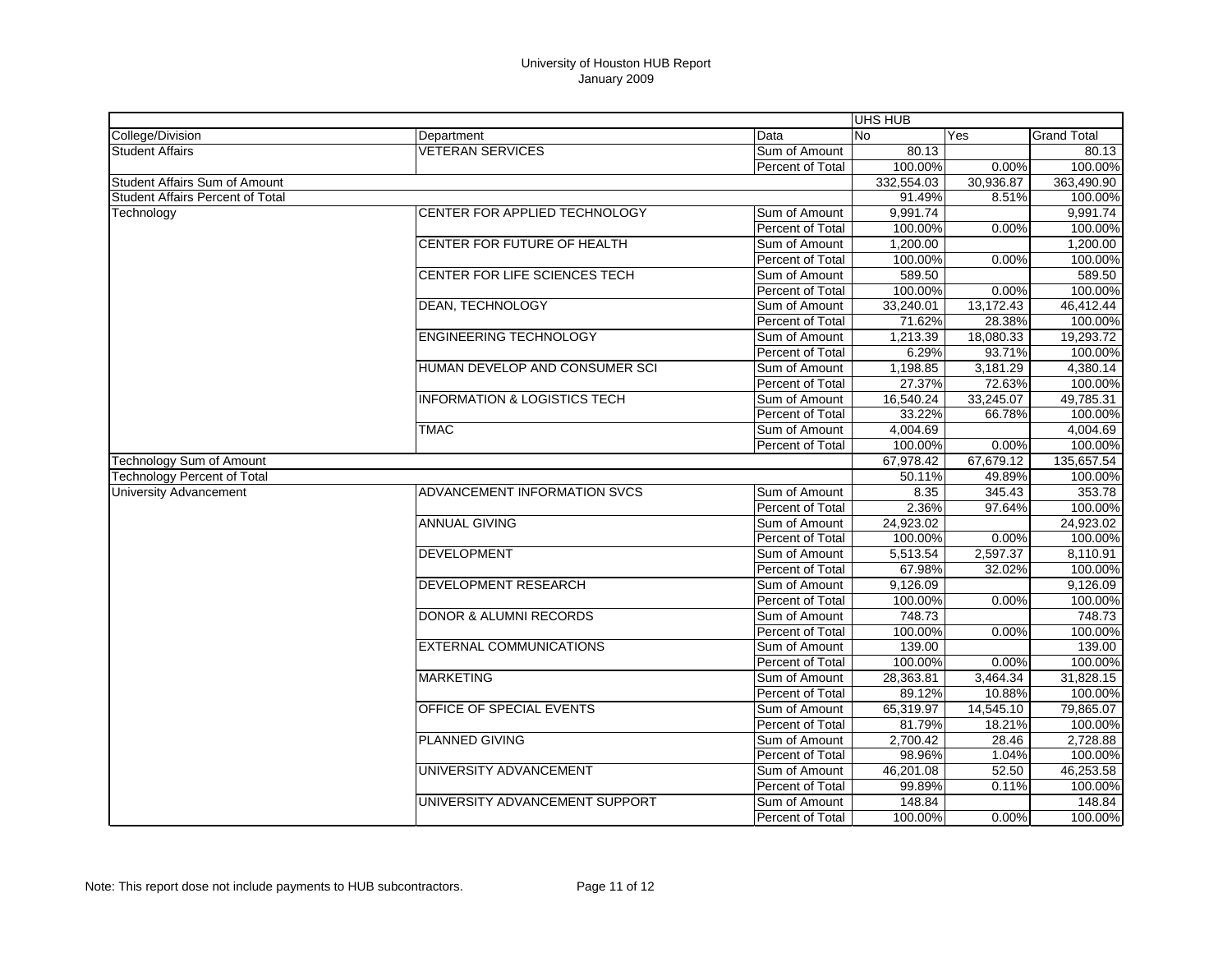University of Houston HUB Report
January 2009

| | | | UHS HUB | | |
|---|---|---|---|---|---|
| College/Division | Department | Data | No | Yes | Grand Total |
| Student Affairs | VETERAN SERVICES | Sum of Amount | 80.13 | | 80.13 |
| | | Percent of Total | 100.00% | 0.00% | 100.00% |
| Student Affairs Sum of Amount | | | 332,554.03 | 30,936.87 | 363,490.90 |
| Student Affairs Percent of Total | | | 91.49% | 8.51% | 100.00% |
| Technology | CENTER FOR APPLIED TECHNOLOGY | Sum of Amount | 9,991.74 | | 9,991.74 |
| | | Percent of Total | 100.00% | 0.00% | 100.00% |
| | CENTER FOR FUTURE OF HEALTH | Sum of Amount | 1,200.00 | | 1,200.00 |
| | | Percent of Total | 100.00% | 0.00% | 100.00% |
| | CENTER FOR LIFE SCIENCES TECH | Sum of Amount | 589.50 | | 589.50 |
| | | Percent of Total | 100.00% | 0.00% | 100.00% |
| | DEAN, TECHNOLOGY | Sum of Amount | 33,240.01 | 13,172.43 | 46,412.44 |
| | | Percent of Total | 71.62% | 28.38% | 100.00% |
| | ENGINEERING TECHNOLOGY | Sum of Amount | 1,213.39 | 18,080.33 | 19,293.72 |
| | | Percent of Total | 6.29% | 93.71% | 100.00% |
| | HUMAN DEVELOP AND CONSUMER SCI | Sum of Amount | 1,198.85 | 3,181.29 | 4,380.14 |
| | | Percent of Total | 27.37% | 72.63% | 100.00% |
| | INFORMATION & LOGISTICS TECH | Sum of Amount | 16,540.24 | 33,245.07 | 49,785.31 |
| | | Percent of Total | 33.22% | 66.78% | 100.00% |
| | TMAC | Sum of Amount | 4,004.69 | | 4,004.69 |
| | | Percent of Total | 100.00% | 0.00% | 100.00% |
| Technology Sum of Amount | | | 67,978.42 | 67,679.12 | 135,657.54 |
| Technology Percent of Total | | | 50.11% | 49.89% | 100.00% |
| University Advancement | ADVANCEMENT INFORMATION SVCS | Sum of Amount | 8.35 | 345.43 | 353.78 |
| | | Percent of Total | 2.36% | 97.64% | 100.00% |
| | ANNUAL GIVING | Sum of Amount | 24,923.02 | | 24,923.02 |
| | | Percent of Total | 100.00% | 0.00% | 100.00% |
| | DEVELOPMENT | Sum of Amount | 5,513.54 | 2,597.37 | 8,110.91 |
| | | Percent of Total | 67.98% | 32.02% | 100.00% |
| | DEVELOPMENT RESEARCH | Sum of Amount | 9,126.09 | | 9,126.09 |
| | | Percent of Total | 100.00% | 0.00% | 100.00% |
| | DONOR & ALUMNI RECORDS | Sum of Amount | 748.73 | | 748.73 |
| | | Percent of Total | 100.00% | 0.00% | 100.00% |
| | EXTERNAL COMMUNICATIONS | Sum of Amount | 139.00 | | 139.00 |
| | | Percent of Total | 100.00% | 0.00% | 100.00% |
| | MARKETING | Sum of Amount | 28,363.81 | 3,464.34 | 31,828.15 |
| | | Percent of Total | 89.12% | 10.88% | 100.00% |
| | OFFICE OF SPECIAL EVENTS | Sum of Amount | 65,319.97 | 14,545.10 | 79,865.07 |
| | | Percent of Total | 81.79% | 18.21% | 100.00% |
| | PLANNED GIVING | Sum of Amount | 2,700.42 | 28.46 | 2,728.88 |
| | | Percent of Total | 98.96% | 1.04% | 100.00% |
| | UNIVERSITY ADVANCEMENT | Sum of Amount | 46,201.08 | 52.50 | 46,253.58 |
| | | Percent of Total | 99.89% | 0.11% | 100.00% |
| | UNIVERSITY ADVANCEMENT SUPPORT | Sum of Amount | 148.84 | | 148.84 |
| | | Percent of Total | 100.00% | 0.00% | 100.00% |

Note: This report dose not include payments to HUB subcontractors.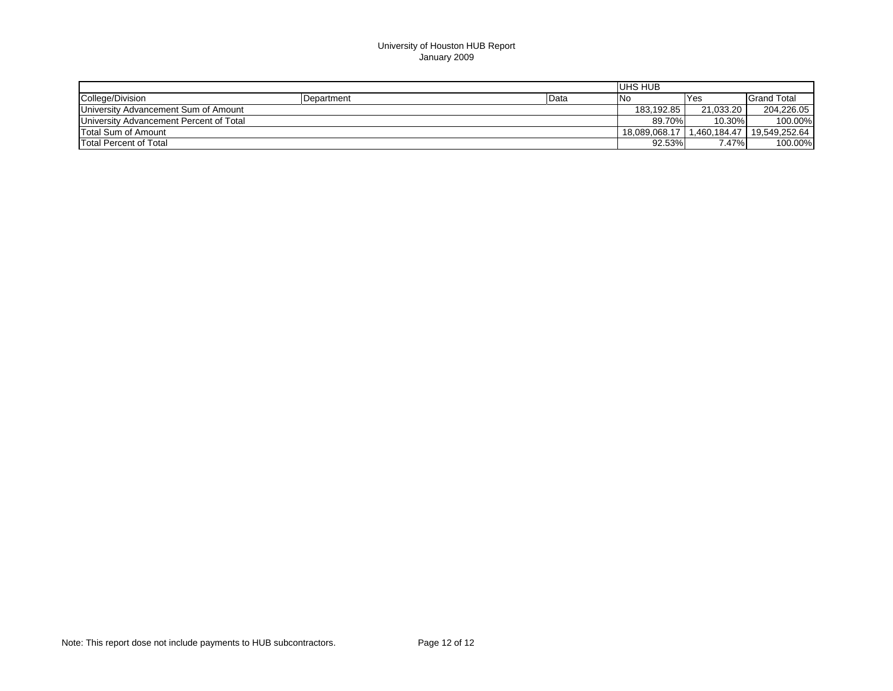University of Houston HUB Report
January 2009

| | | | UHS HUB | | |
|---|---|---|---|---|---|
| College/Division | Department | Data | No | Yes | Grand Total |
| University Advancement Sum of Amount | | | 183,192.85 | 21,033.20 | 204,226.05 |
| University Advancement Percent of Total | | | 89.70% | 10.30% | 100.00% |
| Total Sum of Amount | | | 18,089,068.17 | 1,460,184.47 | 19,549,252.64 |
| Total Percent of Total | | | 92.53% | 7.47% | 100.00% |

Note: This report dose not include payments to HUB subcontractors.